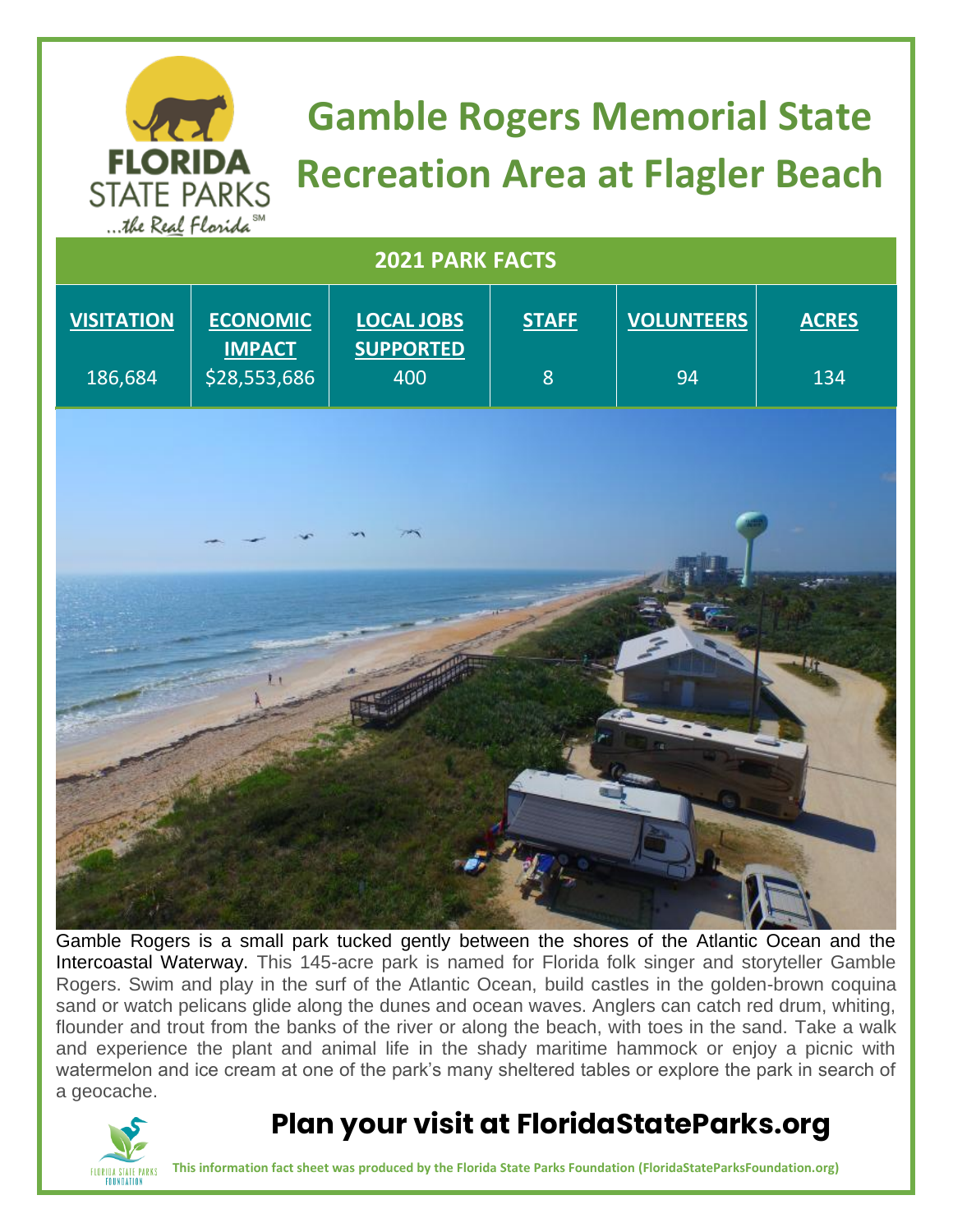# Gamble Rogers Memorial State Recreation Area at Flagler Beach

## 2021 PARK FACTS

| VISITATION | ECONOMIC IMPACT | LOCAL JOBS SUPPORTED | STAFF | VOLUNTEERS | ACRES |
|---|---|---|---|---|---|
| 186,684 | $28,553,686 | 400 | 8 | 94 | 134 |

Gamble Rogers is a small park tucked gently between the shores of the Atlantic Ocean and the Intercoastal Waterway. This 145-acre park is named for Florida folk singer and storyteller Gamble Rogers. Swim and play in the surf of the Atlantic Ocean, build castles in the golden-brown coquina sand or watch pelicans glide along the dunes and ocean waves. Anglers can catch red drum, whiting, flounder and trout from the banks of the river or along the beach, with toes in the sand. Take a walk and experience the plant and animal life in the shady maritime hammock or enjoy a picnic with watermelon and ice cream at one of the park's many sheltered tables or explore the park in search of a geocache.

## Plan your visit at FloridaStateParks.org

**This information fact sheet was produced by the Florida State Parks Foundation (FloridaStateParksFoundation.org)**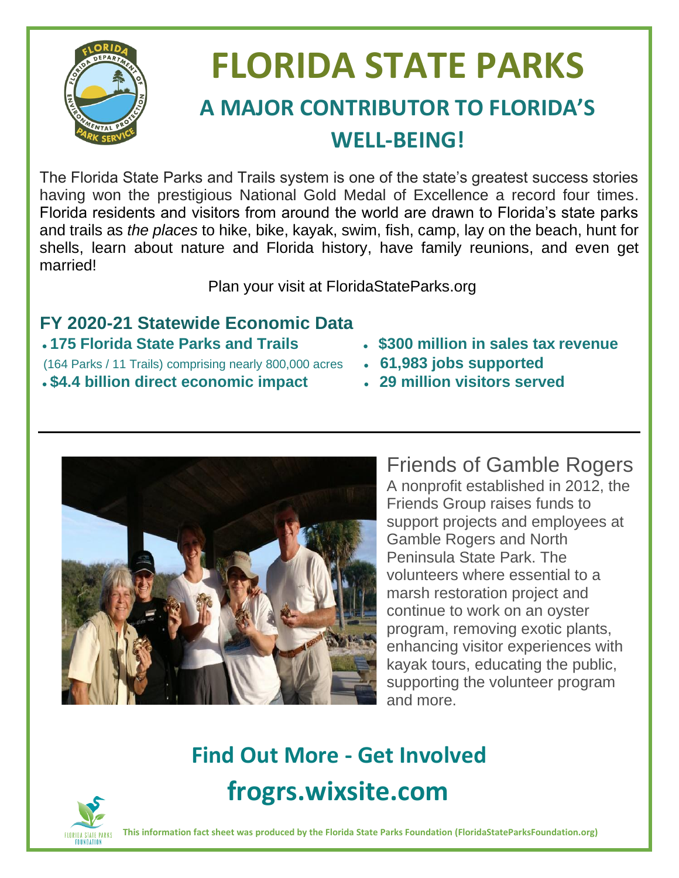# FLORIDA STATE PARKS

## A MAJOR CONTRIBUTOR TO FLORIDA'S WELL-BEING!

The Florida State Parks and Trails system is one of the state's greatest success stories having won the prestigious National Gold Medal of Excellence a record four times. Florida residents and visitors from around the world are drawn to Florida's state parks and trails as *the places* to hike, bike, kayak, swim, fish, camp, lay on the beach, hunt for shells, learn about nature and Florida history, have family reunions, and even get married!

Plan your visit at FloridaStateParks.org

### FY 2020-21 Statewide Economic Data

- **175 Florida State Parks and Trails**
  (164 Parks / 11 Trails) comprising nearly 800,000 acres
- **$4.4 billion direct economic impact**
- **$300 million in sales tax revenue**
- **61,983 jobs supported**
- **29 million visitors served**

---

## Friends of Gamble Rogers

A nonprofit established in 2012, the Friends Group raises funds to support projects and employees at Gamble Rogers and North Peninsula State Park. The volunteers where essential to a marsh restoration project and continue to work on an oyster program, removing exotic plants, enhancing visitor experiences with kayak tours, educating the public, supporting the volunteer program and more.

## Find Out More - Get Involved

## frogrs.wixsite.com

**This information fact sheet was produced by the Florida State Parks Foundation (FloridaStateParksFoundation.org)**